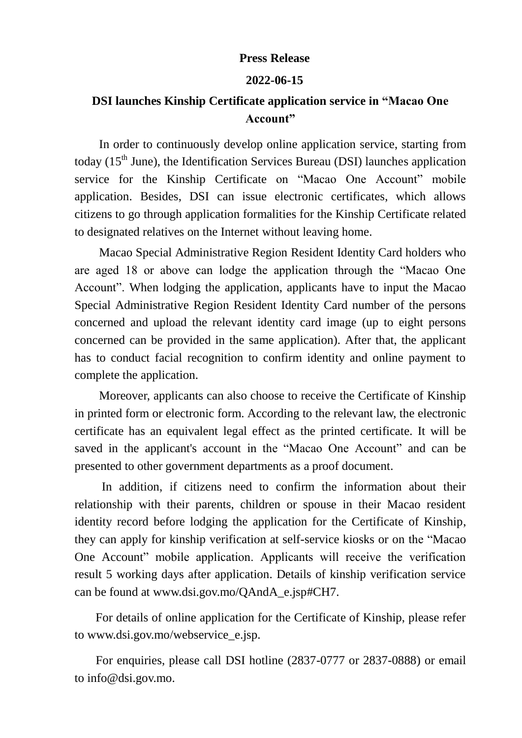**Press Release**

**2022-06-15**

# DSI launches Kinship Certificate application service in "Macao One Account"

In order to continuously develop online application service, starting from today (15th June), the Identification Services Bureau (DSI) launches application service for the Kinship Certificate on "Macao One Account" mobile application. Besides, DSI can issue electronic certificates, which allows citizens to go through application formalities for the Kinship Certificate related to designated relatives on the Internet without leaving home.

Macao Special Administrative Region Resident Identity Card holders who are aged 18 or above can lodge the application through the "Macao One Account". When lodging the application, applicants have to input the Macao Special Administrative Region Resident Identity Card number of the persons concerned and upload the relevant identity card image (up to eight persons concerned can be provided in the same application). After that, the applicant has to conduct facial recognition to confirm identity and online payment to complete the application.

Moreover, applicants can also choose to receive the Certificate of Kinship in printed form or electronic form. According to the relevant law, the electronic certificate has an equivalent legal effect as the printed certificate. It will be saved in the applicant's account in the "Macao One Account" and can be presented to other government departments as a proof document.

In addition, if citizens need to confirm the information about their relationship with their parents, children or spouse in their Macao resident identity record before lodging the application for the Certificate of Kinship, they can apply for kinship verification at self-service kiosks or on the "Macao One Account" mobile application. Applicants will receive the verification result 5 working days after application. Details of kinship verification service can be found at www.dsi.gov.mo/QAndA_e.jsp#CH7.

For details of online application for the Certificate of Kinship, please refer to www.dsi.gov.mo/webservice_e.jsp.

For enquiries, please call DSI hotline (2837-0777 or 2837-0888) or email to info@dsi.gov.mo.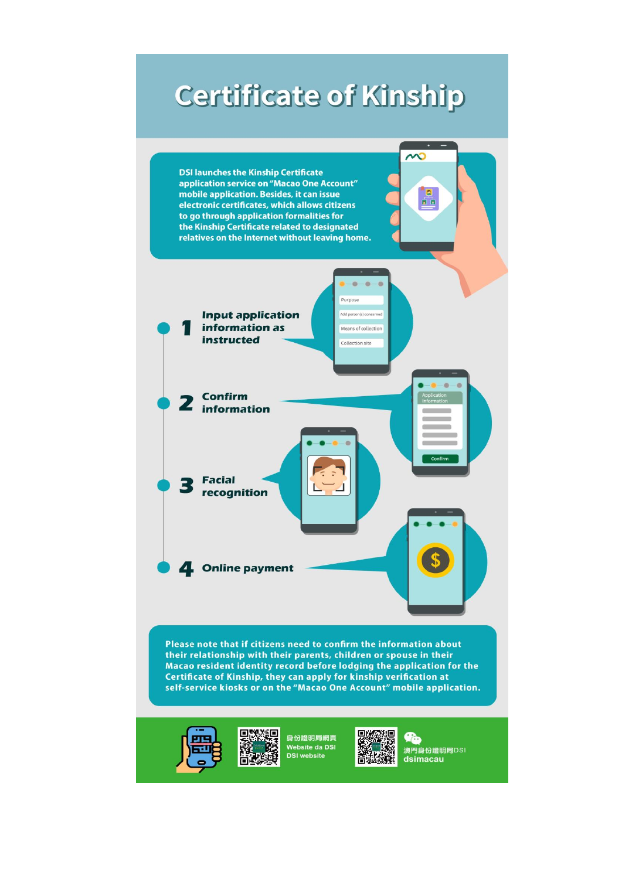# Certificate of Kinship

DSI launches the Kinship Certificate application service on "Macao One Account" mobile application. Besides, it can issue electronic certificates, which allows citizens to go through application formalities for the Kinship Certificate related to designated relatives on the Internet without leaving home.

1. Input application information as instructed
2. Confirm information
3. Facial recognition
4. Online payment

Please note that if citizens need to confirm the information about their relationship with their parents, children or spouse in their Macao resident identity record before lodging the application for the Certificate of Kinship, they can apply for kinship verification at self-service kiosks or on the "Macao One Account" mobile application.

身份證明局網頁
Website da DSI
DSI website

澳門身份證明局DSI
dsimacau